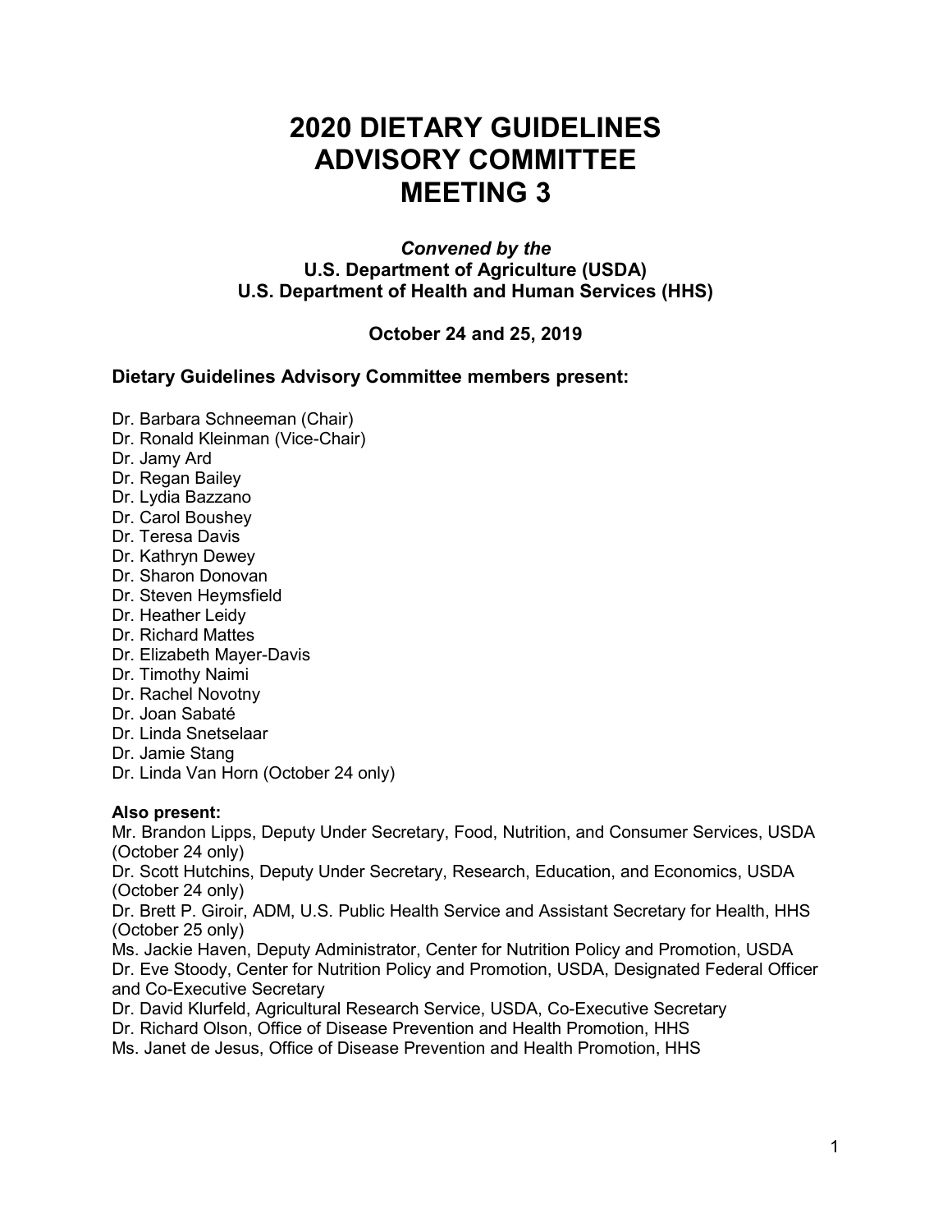# 2020 DIETARY GUIDELINES ADVISORY COMMITTEE MEETING 3

***Convened by the***
**U.S. Department of Agriculture (USDA)**
**U.S. Department of Health and Human Services (HHS)**

**October 24 and 25, 2019**

### Dietary Guidelines Advisory Committee members present:

Dr. Barbara Schneeman (Chair)
Dr. Ronald Kleinman (Vice-Chair)
Dr. Jamy Ard
Dr. Regan Bailey
Dr. Lydia Bazzano
Dr. Carol Boushey
Dr. Teresa Davis
Dr. Kathryn Dewey
Dr. Sharon Donovan
Dr. Steven Heymsfield
Dr. Heather Leidy
Dr. Richard Mattes
Dr. Elizabeth Mayer-Davis
Dr. Timothy Naimi
Dr. Rachel Novotny
Dr. Joan Sabaté
Dr. Linda Snetselaar
Dr. Jamie Stang
Dr. Linda Van Horn (October 24 only)

**Also present:**
Mr. Brandon Lipps, Deputy Under Secretary, Food, Nutrition, and Consumer Services, USDA (October 24 only)
Dr. Scott Hutchins, Deputy Under Secretary, Research, Education, and Economics, USDA (October 24 only)
Dr. Brett P. Giroir, ADM, U.S. Public Health Service and Assistant Secretary for Health, HHS (October 25 only)
Ms. Jackie Haven, Deputy Administrator, Center for Nutrition Policy and Promotion, USDA
Dr. Eve Stoody, Center for Nutrition Policy and Promotion, USDA, Designated Federal Officer and Co-Executive Secretary
Dr. David Klurfeld, Agricultural Research Service, USDA, Co-Executive Secretary
Dr. Richard Olson, Office of Disease Prevention and Health Promotion, HHS
Ms. Janet de Jesus, Office of Disease Prevention and Health Promotion, HHS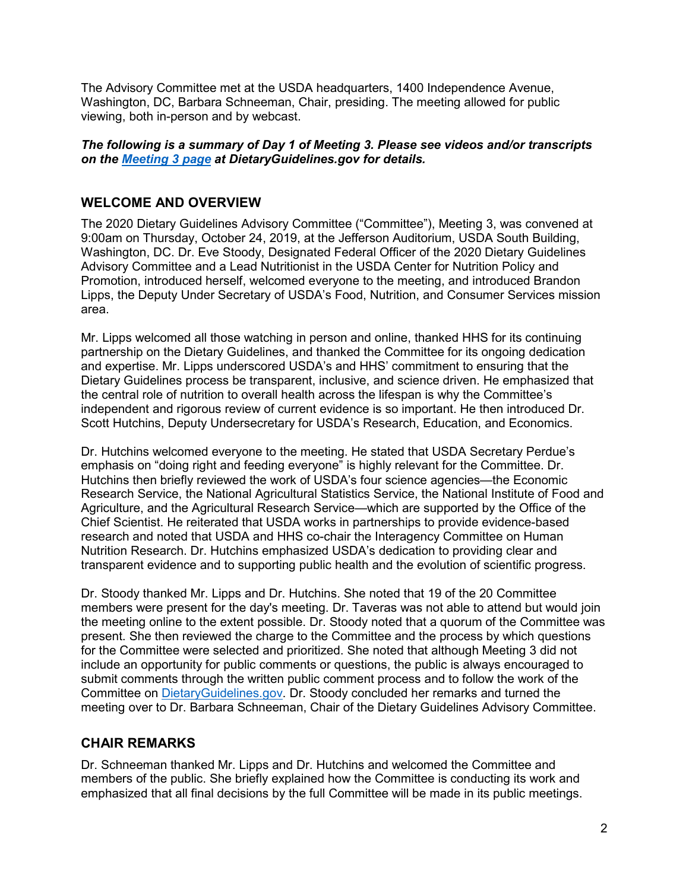The Advisory Committee met at the USDA headquarters, 1400 Independence Avenue, Washington, DC, Barbara Schneeman, Chair, presiding. The meeting allowed for public viewing, both in-person and by webcast.

***The following is a summary of Day 1 of Meeting 3. Please see videos and/or transcripts on the [Meeting 3 page](#) at DietaryGuidelines.gov for details.***

## WELCOME AND OVERVIEW

The 2020 Dietary Guidelines Advisory Committee ("Committee"), Meeting 3, was convened at 9:00am on Thursday, October 24, 2019, at the Jefferson Auditorium, USDA South Building, Washington, DC. Dr. Eve Stoody, Designated Federal Officer of the 2020 Dietary Guidelines Advisory Committee and a Lead Nutritionist in the USDA Center for Nutrition Policy and Promotion, introduced herself, welcomed everyone to the meeting, and introduced Brandon Lipps, the Deputy Under Secretary of USDA's Food, Nutrition, and Consumer Services mission area.

Mr. Lipps welcomed all those watching in person and online, thanked HHS for its continuing partnership on the Dietary Guidelines, and thanked the Committee for its ongoing dedication and expertise. Mr. Lipps underscored USDA's and HHS' commitment to ensuring that the Dietary Guidelines process be transparent, inclusive, and science driven. He emphasized that the central role of nutrition to overall health across the lifespan is why the Committee's independent and rigorous review of current evidence is so important. He then introduced Dr. Scott Hutchins, Deputy Undersecretary for USDA's Research, Education, and Economics.

Dr. Hutchins welcomed everyone to the meeting. He stated that USDA Secretary Perdue's emphasis on "doing right and feeding everyone" is highly relevant for the Committee. Dr. Hutchins then briefly reviewed the work of USDA's four science agencies—the Economic Research Service, the National Agricultural Statistics Service, the National Institute of Food and Agriculture, and the Agricultural Research Service—which are supported by the Office of the Chief Scientist. He reiterated that USDA works in partnerships to provide evidence-based research and noted that USDA and HHS co-chair the Interagency Committee on Human Nutrition Research. Dr. Hutchins emphasized USDA's dedication to providing clear and transparent evidence and to supporting public health and the evolution of scientific progress.

Dr. Stoody thanked Mr. Lipps and Dr. Hutchins. She noted that 19 of the 20 Committee members were present for the day's meeting. Dr. Taveras was not able to attend but would join the meeting online to the extent possible. Dr. Stoody noted that a quorum of the Committee was present. She then reviewed the charge to the Committee and the process by which questions for the Committee were selected and prioritized. She noted that although Meeting 3 did not include an opportunity for public comments or questions, the public is always encouraged to submit comments through the written public comment process and to follow the work of the Committee on [DietaryGuidelines.gov](#). Dr. Stoody concluded her remarks and turned the meeting over to Dr. Barbara Schneeman, Chair of the Dietary Guidelines Advisory Committee.

## CHAIR REMARKS

Dr. Schneeman thanked Mr. Lipps and Dr. Hutchins and welcomed the Committee and members of the public. She briefly explained how the Committee is conducting its work and emphasized that all final decisions by the full Committee will be made in its public meetings.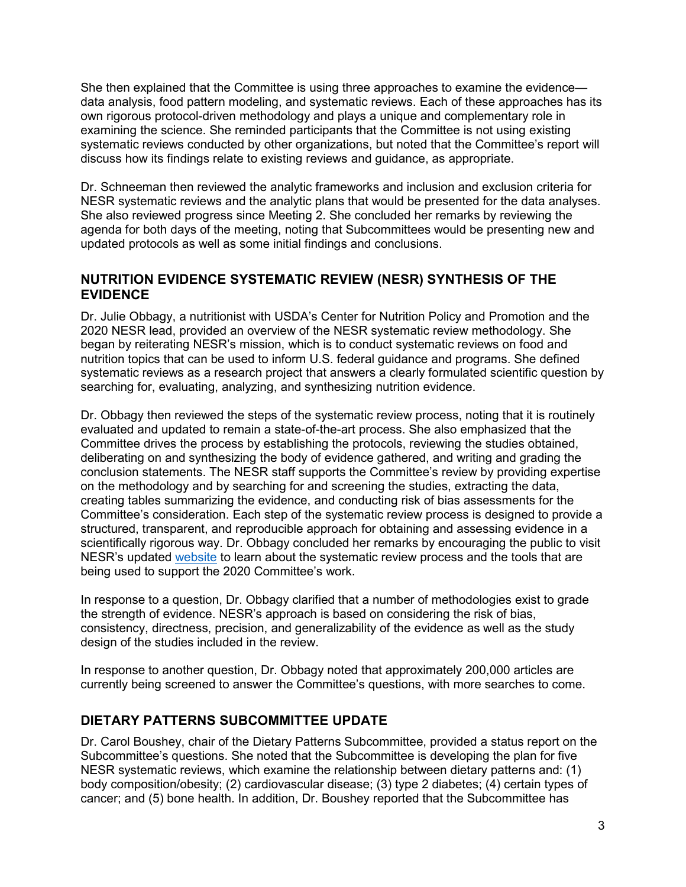She then explained that the Committee is using three approaches to examine the evidence—data analysis, food pattern modeling, and systematic reviews. Each of these approaches has its own rigorous protocol-driven methodology and plays a unique and complementary role in examining the science. She reminded participants that the Committee is not using existing systematic reviews conducted by other organizations, but noted that the Committee's report will discuss how its findings relate to existing reviews and guidance, as appropriate.

Dr. Schneeman then reviewed the analytic frameworks and inclusion and exclusion criteria for NESR systematic reviews and the analytic plans that would be presented for the data analyses. She also reviewed progress since Meeting 2. She concluded her remarks by reviewing the agenda for both days of the meeting, noting that Subcommittees would be presenting new and updated protocols as well as some initial findings and conclusions.

## NUTRITION EVIDENCE SYSTEMATIC REVIEW (NESR) SYNTHESIS OF THE EVIDENCE

Dr. Julie Obbagy, a nutritionist with USDA's Center for Nutrition Policy and Promotion and the 2020 NESR lead, provided an overview of the NESR systematic review methodology. She began by reiterating NESR's mission, which is to conduct systematic reviews on food and nutrition topics that can be used to inform U.S. federal guidance and programs. She defined systematic reviews as a research project that answers a clearly formulated scientific question by searching for, evaluating, analyzing, and synthesizing nutrition evidence.

Dr. Obbagy then reviewed the steps of the systematic review process, noting that it is routinely evaluated and updated to remain a state-of-the-art process. She also emphasized that the Committee drives the process by establishing the protocols, reviewing the studies obtained, deliberating on and synthesizing the body of evidence gathered, and writing and grading the conclusion statements. The NESR staff supports the Committee's review by providing expertise on the methodology and by searching for and screening the studies, extracting the data, creating tables summarizing the evidence, and conducting risk of bias assessments for the Committee's consideration. Each step of the systematic review process is designed to provide a structured, transparent, and reproducible approach for obtaining and assessing evidence in a scientifically rigorous way. Dr. Obbagy concluded her remarks by encouraging the public to visit NESR's updated website to learn about the systematic review process and the tools that are being used to support the 2020 Committee's work.

In response to a question, Dr. Obbagy clarified that a number of methodologies exist to grade the strength of evidence. NESR's approach is based on considering the risk of bias, consistency, directness, precision, and generalizability of the evidence as well as the study design of the studies included in the review.

In response to another question, Dr. Obbagy noted that approximately 200,000 articles are currently being screened to answer the Committee's questions, with more searches to come.

## DIETARY PATTERNS SUBCOMMITTEE UPDATE

Dr. Carol Boushey, chair of the Dietary Patterns Subcommittee, provided a status report on the Subcommittee's questions. She noted that the Subcommittee is developing the plan for five NESR systematic reviews, which examine the relationship between dietary patterns and: (1) body composition/obesity; (2) cardiovascular disease; (3) type 2 diabetes; (4) certain types of cancer; and (5) bone health. In addition, Dr. Boushey reported that the Subcommittee has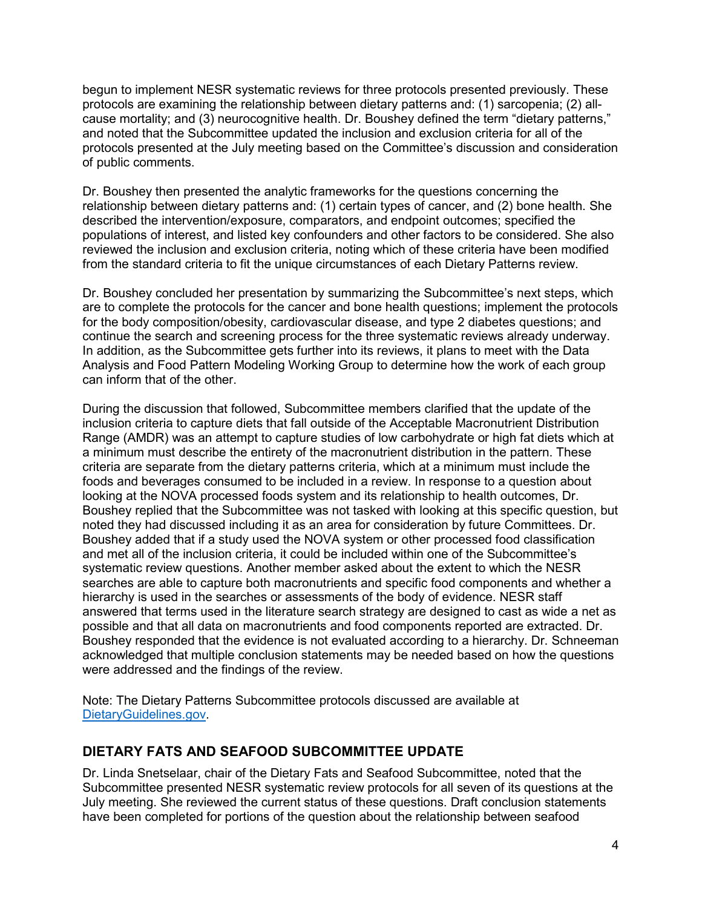begun to implement NESR systematic reviews for three protocols presented previously. These protocols are examining the relationship between dietary patterns and: (1) sarcopenia; (2) all-cause mortality; and (3) neurocognitive health. Dr. Boushey defined the term "dietary patterns," and noted that the Subcommittee updated the inclusion and exclusion criteria for all of the protocols presented at the July meeting based on the Committee's discussion and consideration of public comments.

Dr. Boushey then presented the analytic frameworks for the questions concerning the relationship between dietary patterns and: (1) certain types of cancer, and (2) bone health. She described the intervention/exposure, comparators, and endpoint outcomes; specified the populations of interest, and listed key confounders and other factors to be considered. She also reviewed the inclusion and exclusion criteria, noting which of these criteria have been modified from the standard criteria to fit the unique circumstances of each Dietary Patterns review.

Dr. Boushey concluded her presentation by summarizing the Subcommittee's next steps, which are to complete the protocols for the cancer and bone health questions; implement the protocols for the body composition/obesity, cardiovascular disease, and type 2 diabetes questions; and continue the search and screening process for the three systematic reviews already underway. In addition, as the Subcommittee gets further into its reviews, it plans to meet with the Data Analysis and Food Pattern Modeling Working Group to determine how the work of each group can inform that of the other.

During the discussion that followed, Subcommittee members clarified that the update of the inclusion criteria to capture diets that fall outside of the Acceptable Macronutrient Distribution Range (AMDR) was an attempt to capture studies of low carbohydrate or high fat diets which at a minimum must describe the entirety of the macronutrient distribution in the pattern. These criteria are separate from the dietary patterns criteria, which at a minimum must include the foods and beverages consumed to be included in a review. In response to a question about looking at the NOVA processed foods system and its relationship to health outcomes, Dr. Boushey replied that the Subcommittee was not tasked with looking at this specific question, but noted they had discussed including it as an area for consideration by future Committees. Dr. Boushey added that if a study used the NOVA system or other processed food classification and met all of the inclusion criteria, it could be included within one of the Subcommittee's systematic review questions. Another member asked about the extent to which the NESR searches are able to capture both macronutrients and specific food components and whether a hierarchy is used in the searches or assessments of the body of evidence. NESR staff answered that terms used in the literature search strategy are designed to cast as wide a net as possible and that all data on macronutrients and food components reported are extracted. Dr. Boushey responded that the evidence is not evaluated according to a hierarchy. Dr. Schneeman acknowledged that multiple conclusion statements may be needed based on how the questions were addressed and the findings of the review.

Note: The Dietary Patterns Subcommittee protocols discussed are available at [DietaryGuidelines.gov](DietaryGuidelines.gov).

## DIETARY FATS AND SEAFOOD SUBCOMMITTEE UPDATE

Dr. Linda Snetselaar, chair of the Dietary Fats and Seafood Subcommittee, noted that the Subcommittee presented NESR systematic review protocols for all seven of its questions at the July meeting. She reviewed the current status of these questions. Draft conclusion statements have been completed for portions of the question about the relationship between seafood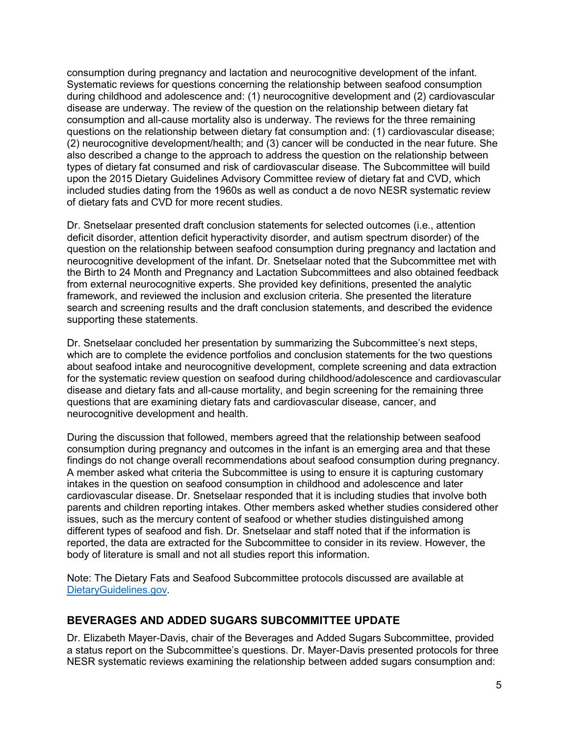consumption during pregnancy and lactation and neurocognitive development of the infant. Systematic reviews for questions concerning the relationship between seafood consumption during childhood and adolescence and: (1) neurocognitive development and (2) cardiovascular disease are underway. The review of the question on the relationship between dietary fat consumption and all-cause mortality also is underway. The reviews for the three remaining questions on the relationship between dietary fat consumption and: (1) cardiovascular disease; (2) neurocognitive development/health; and (3) cancer will be conducted in the near future. She also described a change to the approach to address the question on the relationship between types of dietary fat consumed and risk of cardiovascular disease. The Subcommittee will build upon the 2015 Dietary Guidelines Advisory Committee review of dietary fat and CVD, which included studies dating from the 1960s as well as conduct a de novo NESR systematic review of dietary fats and CVD for more recent studies.

Dr. Snetselaar presented draft conclusion statements for selected outcomes (i.e., attention deficit disorder, attention deficit hyperactivity disorder, and autism spectrum disorder) of the question on the relationship between seafood consumption during pregnancy and lactation and neurocognitive development of the infant. Dr. Snetselaar noted that the Subcommittee met with the Birth to 24 Month and Pregnancy and Lactation Subcommittees and also obtained feedback from external neurocognitive experts. She provided key definitions, presented the analytic framework, and reviewed the inclusion and exclusion criteria. She presented the literature search and screening results and the draft conclusion statements, and described the evidence supporting these statements.

Dr. Snetselaar concluded her presentation by summarizing the Subcommittee's next steps, which are to complete the evidence portfolios and conclusion statements for the two questions about seafood intake and neurocognitive development, complete screening and data extraction for the systematic review question on seafood during childhood/adolescence and cardiovascular disease and dietary fats and all-cause mortality, and begin screening for the remaining three questions that are examining dietary fats and cardiovascular disease, cancer, and neurocognitive development and health.

During the discussion that followed, members agreed that the relationship between seafood consumption during pregnancy and outcomes in the infant is an emerging area and that these findings do not change overall recommendations about seafood consumption during pregnancy. A member asked what criteria the Subcommittee is using to ensure it is capturing customary intakes in the question on seafood consumption in childhood and adolescence and later cardiovascular disease. Dr. Snetselaar responded that it is including studies that involve both parents and children reporting intakes. Other members asked whether studies considered other issues, such as the mercury content of seafood or whether studies distinguished among different types of seafood and fish. Dr. Snetselaar and staff noted that if the information is reported, the data are extracted for the Subcommittee to consider in its review. However, the body of literature is small and not all studies report this information.

Note: The Dietary Fats and Seafood Subcommittee protocols discussed are available at DietaryGuidelines.gov.

## BEVERAGES AND ADDED SUGARS SUBCOMMITTEE UPDATE

Dr. Elizabeth Mayer-Davis, chair of the Beverages and Added Sugars Subcommittee, provided a status report on the Subcommittee's questions. Dr. Mayer-Davis presented protocols for three NESR systematic reviews examining the relationship between added sugars consumption and: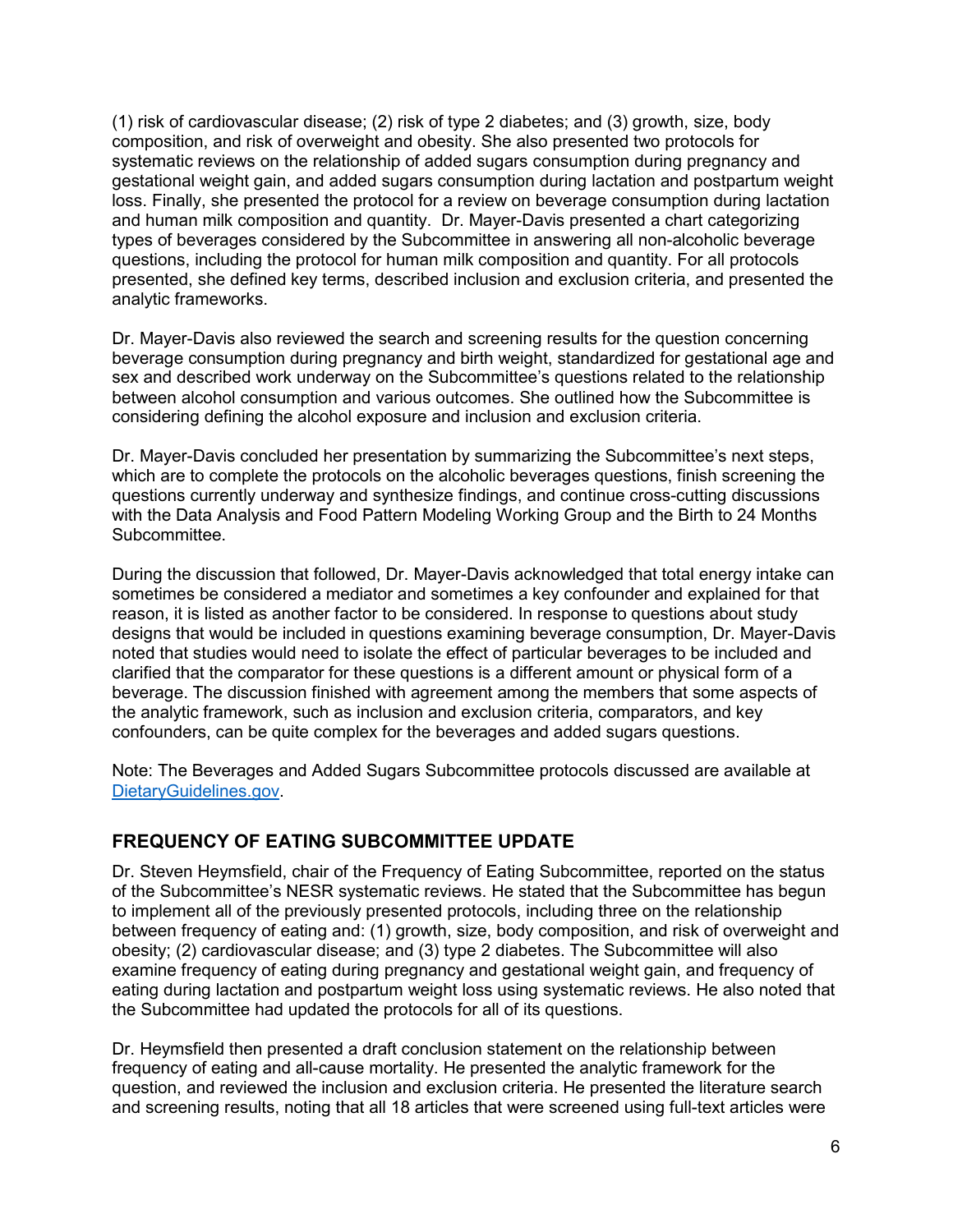(1) risk of cardiovascular disease; (2) risk of type 2 diabetes; and (3) growth, size, body composition, and risk of overweight and obesity. She also presented two protocols for systematic reviews on the relationship of added sugars consumption during pregnancy and gestational weight gain, and added sugars consumption during lactation and postpartum weight loss. Finally, she presented the protocol for a review on beverage consumption during lactation and human milk composition and quantity. Dr. Mayer-Davis presented a chart categorizing types of beverages considered by the Subcommittee in answering all non-alcoholic beverage questions, including the protocol for human milk composition and quantity. For all protocols presented, she defined key terms, described inclusion and exclusion criteria, and presented the analytic frameworks.

Dr. Mayer-Davis also reviewed the search and screening results for the question concerning beverage consumption during pregnancy and birth weight, standardized for gestational age and sex and described work underway on the Subcommittee's questions related to the relationship between alcohol consumption and various outcomes. She outlined how the Subcommittee is considering defining the alcohol exposure and inclusion and exclusion criteria.

Dr. Mayer-Davis concluded her presentation by summarizing the Subcommittee's next steps, which are to complete the protocols on the alcoholic beverages questions, finish screening the questions currently underway and synthesize findings, and continue cross-cutting discussions with the Data Analysis and Food Pattern Modeling Working Group and the Birth to 24 Months Subcommittee.

During the discussion that followed, Dr. Mayer-Davis acknowledged that total energy intake can sometimes be considered a mediator and sometimes a key confounder and explained for that reason, it is listed as another factor to be considered. In response to questions about study designs that would be included in questions examining beverage consumption, Dr. Mayer-Davis noted that studies would need to isolate the effect of particular beverages to be included and clarified that the comparator for these questions is a different amount or physical form of a beverage. The discussion finished with agreement among the members that some aspects of the analytic framework, such as inclusion and exclusion criteria, comparators, and key confounders, can be quite complex for the beverages and added sugars questions.

Note: The Beverages and Added Sugars Subcommittee protocols discussed are available at DietaryGuidelines.gov.

## FREQUENCY OF EATING SUBCOMMITTEE UPDATE

Dr. Steven Heymsfield, chair of the Frequency of Eating Subcommittee, reported on the status of the Subcommittee's NESR systematic reviews. He stated that the Subcommittee has begun to implement all of the previously presented protocols, including three on the relationship between frequency of eating and: (1) growth, size, body composition, and risk of overweight and obesity; (2) cardiovascular disease; and (3) type 2 diabetes. The Subcommittee will also examine frequency of eating during pregnancy and gestational weight gain, and frequency of eating during lactation and postpartum weight loss using systematic reviews. He also noted that the Subcommittee had updated the protocols for all of its questions.

Dr. Heymsfield then presented a draft conclusion statement on the relationship between frequency of eating and all-cause mortality. He presented the analytic framework for the question, and reviewed the inclusion and exclusion criteria. He presented the literature search and screening results, noting that all 18 articles that were screened using full-text articles were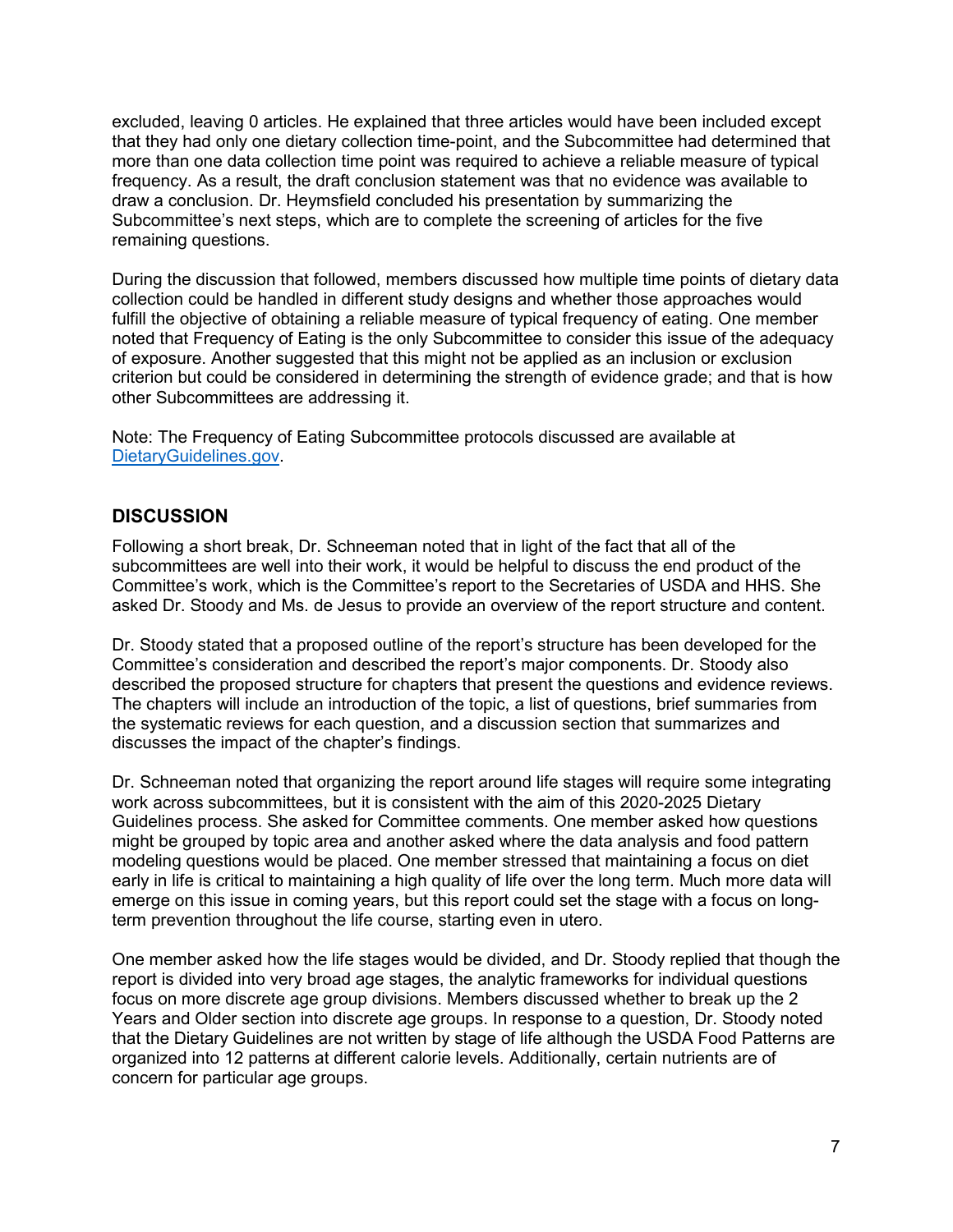excluded, leaving 0 articles. He explained that three articles would have been included except that they had only one dietary collection time-point, and the Subcommittee had determined that more than one data collection time point was required to achieve a reliable measure of typical frequency. As a result, the draft conclusion statement was that no evidence was available to draw a conclusion. Dr. Heymsfield concluded his presentation by summarizing the Subcommittee's next steps, which are to complete the screening of articles for the five remaining questions.

During the discussion that followed, members discussed how multiple time points of dietary data collection could be handled in different study designs and whether those approaches would fulfill the objective of obtaining a reliable measure of typical frequency of eating. One member noted that Frequency of Eating is the only Subcommittee to consider this issue of the adequacy of exposure. Another suggested that this might not be applied as an inclusion or exclusion criterion but could be considered in determining the strength of evidence grade; and that is how other Subcommittees are addressing it.

Note: The Frequency of Eating Subcommittee protocols discussed are available at DietaryGuidelines.gov.

## DISCUSSION

Following a short break, Dr. Schneeman noted that in light of the fact that all of the subcommittees are well into their work, it would be helpful to discuss the end product of the Committee's work, which is the Committee's report to the Secretaries of USDA and HHS. She asked Dr. Stoody and Ms. de Jesus to provide an overview of the report structure and content.

Dr. Stoody stated that a proposed outline of the report's structure has been developed for the Committee's consideration and described the report's major components. Dr. Stoody also described the proposed structure for chapters that present the questions and evidence reviews. The chapters will include an introduction of the topic, a list of questions, brief summaries from the systematic reviews for each question, and a discussion section that summarizes and discusses the impact of the chapter's findings.

Dr. Schneeman noted that organizing the report around life stages will require some integrating work across subcommittees, but it is consistent with the aim of this 2020-2025 Dietary Guidelines process. She asked for Committee comments. One member asked how questions might be grouped by topic area and another asked where the data analysis and food pattern modeling questions would be placed. One member stressed that maintaining a focus on diet early in life is critical to maintaining a high quality of life over the long term. Much more data will emerge on this issue in coming years, but this report could set the stage with a focus on long-term prevention throughout the life course, starting even in utero.

One member asked how the life stages would be divided, and Dr. Stoody replied that though the report is divided into very broad age stages, the analytic frameworks for individual questions focus on more discrete age group divisions. Members discussed whether to break up the 2 Years and Older section into discrete age groups. In response to a question, Dr. Stoody noted that the Dietary Guidelines are not written by stage of life although the USDA Food Patterns are organized into 12 patterns at different calorie levels. Additionally, certain nutrients are of concern for particular age groups.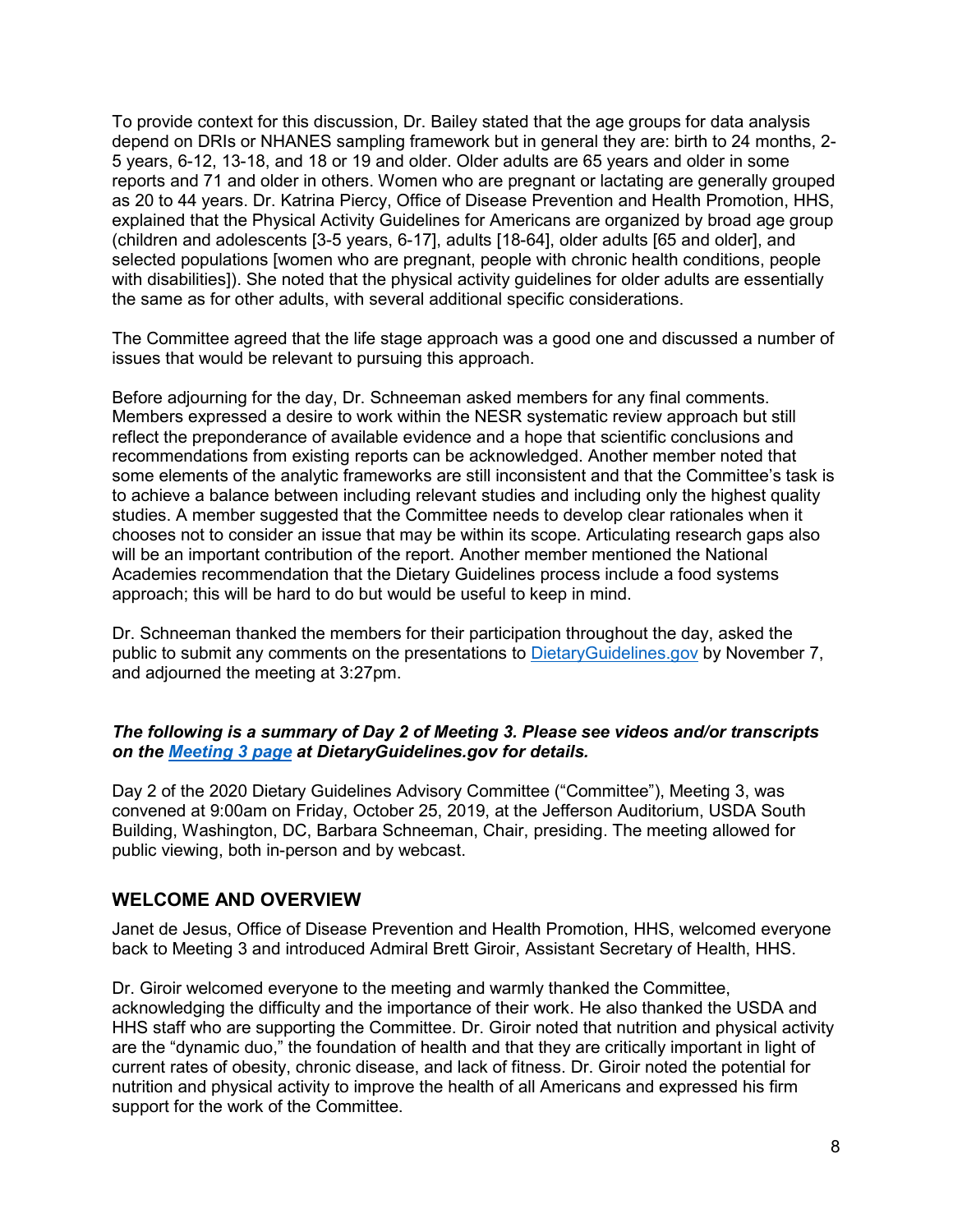To provide context for this discussion, Dr. Bailey stated that the age groups for data analysis depend on DRIs or NHANES sampling framework but in general they are: birth to 24 months, 2-5 years, 6-12, 13-18, and 18 or 19 and older. Older adults are 65 years and older in some reports and 71 and older in others. Women who are pregnant or lactating are generally grouped as 20 to 44 years. Dr. Katrina Piercy, Office of Disease Prevention and Health Promotion, HHS, explained that the Physical Activity Guidelines for Americans are organized by broad age group (children and adolescents [3-5 years, 6-17], adults [18-64], older adults [65 and older], and selected populations [women who are pregnant, people with chronic health conditions, people with disabilities]). She noted that the physical activity guidelines for older adults are essentially the same as for other adults, with several additional specific considerations.

The Committee agreed that the life stage approach was a good one and discussed a number of issues that would be relevant to pursuing this approach.

Before adjourning for the day, Dr. Schneeman asked members for any final comments. Members expressed a desire to work within the NESR systematic review approach but still reflect the preponderance of available evidence and a hope that scientific conclusions and recommendations from existing reports can be acknowledged. Another member noted that some elements of the analytic frameworks are still inconsistent and that the Committee's task is to achieve a balance between including relevant studies and including only the highest quality studies. A member suggested that the Committee needs to develop clear rationales when it chooses not to consider an issue that may be within its scope. Articulating research gaps also will be an important contribution of the report. Another member mentioned the National Academies recommendation that the Dietary Guidelines process include a food systems approach; this will be hard to do but would be useful to keep in mind.

Dr. Schneeman thanked the members for their participation throughout the day, asked the public to submit any comments on the presentations to DietaryGuidelines.gov by November 7, and adjourned the meeting at 3:27pm.

***The following is a summary of Day 2 of Meeting 3. Please see videos and/or transcripts on the Meeting 3 page at DietaryGuidelines.gov for details.***

Day 2 of the 2020 Dietary Guidelines Advisory Committee ("Committee"), Meeting 3, was convened at 9:00am on Friday, October 25, 2019, at the Jefferson Auditorium, USDA South Building, Washington, DC, Barbara Schneeman, Chair, presiding. The meeting allowed for public viewing, both in-person and by webcast.

## WELCOME AND OVERVIEW

Janet de Jesus, Office of Disease Prevention and Health Promotion, HHS, welcomed everyone back to Meeting 3 and introduced Admiral Brett Giroir, Assistant Secretary of Health, HHS.

Dr. Giroir welcomed everyone to the meeting and warmly thanked the Committee, acknowledging the difficulty and the importance of their work. He also thanked the USDA and HHS staff who are supporting the Committee. Dr. Giroir noted that nutrition and physical activity are the "dynamic duo," the foundation of health and that they are critically important in light of current rates of obesity, chronic disease, and lack of fitness. Dr. Giroir noted the potential for nutrition and physical activity to improve the health of all Americans and expressed his firm support for the work of the Committee.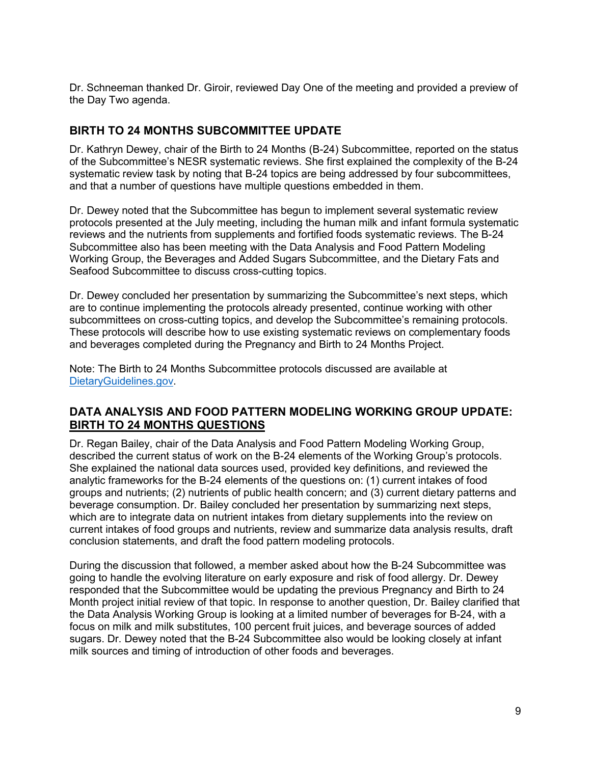Dr. Schneeman thanked Dr. Giroir, reviewed Day One of the meeting and provided a preview of the Day Two agenda.

## BIRTH TO 24 MONTHS SUBCOMMITTEE UPDATE

Dr. Kathryn Dewey, chair of the Birth to 24 Months (B-24) Subcommittee, reported on the status of the Subcommittee's NESR systematic reviews. She first explained the complexity of the B-24 systematic review task by noting that B-24 topics are being addressed by four subcommittees, and that a number of questions have multiple questions embedded in them.

Dr. Dewey noted that the Subcommittee has begun to implement several systematic review protocols presented at the July meeting, including the human milk and infant formula systematic reviews and the nutrients from supplements and fortified foods systematic reviews. The B-24 Subcommittee also has been meeting with the Data Analysis and Food Pattern Modeling Working Group, the Beverages and Added Sugars Subcommittee, and the Dietary Fats and Seafood Subcommittee to discuss cross-cutting topics.

Dr. Dewey concluded her presentation by summarizing the Subcommittee's next steps, which are to continue implementing the protocols already presented, continue working with other subcommittees on cross-cutting topics, and develop the Subcommittee's remaining protocols. These protocols will describe how to use existing systematic reviews on complementary foods and beverages completed during the Pregnancy and Birth to 24 Months Project.

Note: The Birth to 24 Months Subcommittee protocols discussed are available at [DietaryGuidelines.gov](DietaryGuidelines.gov).

## DATA ANALYSIS AND FOOD PATTERN MODELING WORKING GROUP UPDATE: BIRTH TO 24 MONTHS QUESTIONS

Dr. Regan Bailey, chair of the Data Analysis and Food Pattern Modeling Working Group, described the current status of work on the B-24 elements of the Working Group's protocols. She explained the national data sources used, provided key definitions, and reviewed the analytic frameworks for the B-24 elements of the questions on: (1) current intakes of food groups and nutrients; (2) nutrients of public health concern; and (3) current dietary patterns and beverage consumption. Dr. Bailey concluded her presentation by summarizing next steps, which are to integrate data on nutrient intakes from dietary supplements into the review on current intakes of food groups and nutrients, review and summarize data analysis results, draft conclusion statements, and draft the food pattern modeling protocols.

During the discussion that followed, a member asked about how the B-24 Subcommittee was going to handle the evolving literature on early exposure and risk of food allergy. Dr. Dewey responded that the Subcommittee would be updating the previous Pregnancy and Birth to 24 Month project initial review of that topic. In response to another question, Dr. Bailey clarified that the Data Analysis Working Group is looking at a limited number of beverages for B-24, with a focus on milk and milk substitutes, 100 percent fruit juices, and beverage sources of added sugars. Dr. Dewey noted that the B-24 Subcommittee also would be looking closely at infant milk sources and timing of introduction of other foods and beverages.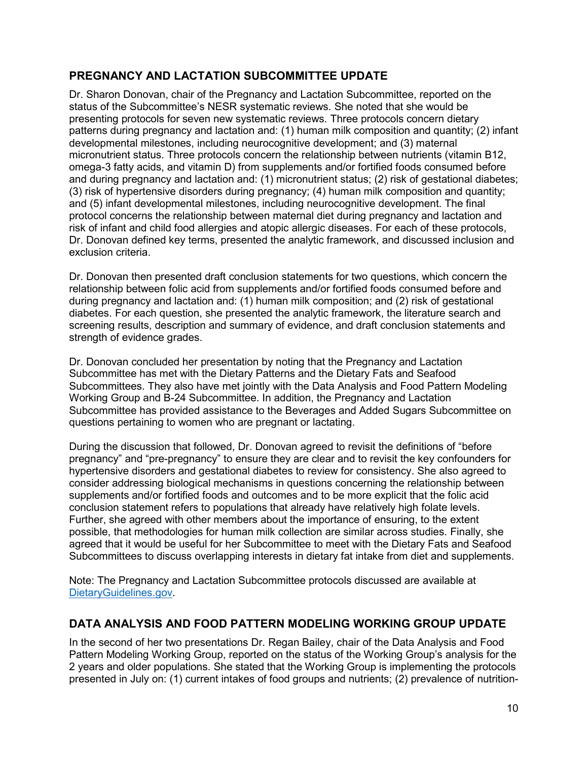## PREGNANCY AND LACTATION SUBCOMMITTEE UPDATE

Dr. Sharon Donovan, chair of the Pregnancy and Lactation Subcommittee, reported on the status of the Subcommittee's NESR systematic reviews. She noted that she would be presenting protocols for seven new systematic reviews. Three protocols concern dietary patterns during pregnancy and lactation and: (1) human milk composition and quantity; (2) infant developmental milestones, including neurocognitive development; and (3) maternal micronutrient status. Three protocols concern the relationship between nutrients (vitamin B12, omega-3 fatty acids, and vitamin D) from supplements and/or fortified foods consumed before and during pregnancy and lactation and: (1) micronutrient status; (2) risk of gestational diabetes; (3) risk of hypertensive disorders during pregnancy; (4) human milk composition and quantity; and (5) infant developmental milestones, including neurocognitive development. The final protocol concerns the relationship between maternal diet during pregnancy and lactation and risk of infant and child food allergies and atopic allergic diseases. For each of these protocols, Dr. Donovan defined key terms, presented the analytic framework, and discussed inclusion and exclusion criteria.

Dr. Donovan then presented draft conclusion statements for two questions, which concern the relationship between folic acid from supplements and/or fortified foods consumed before and during pregnancy and lactation and: (1) human milk composition; and (2) risk of gestational diabetes. For each question, she presented the analytic framework, the literature search and screening results, description and summary of evidence, and draft conclusion statements and strength of evidence grades.

Dr. Donovan concluded her presentation by noting that the Pregnancy and Lactation Subcommittee has met with the Dietary Patterns and the Dietary Fats and Seafood Subcommittees. They also have met jointly with the Data Analysis and Food Pattern Modeling Working Group and B-24 Subcommittee. In addition, the Pregnancy and Lactation Subcommittee has provided assistance to the Beverages and Added Sugars Subcommittee on questions pertaining to women who are pregnant or lactating.

During the discussion that followed, Dr. Donovan agreed to revisit the definitions of "before pregnancy" and "pre-pregnancy" to ensure they are clear and to revisit the key confounders for hypertensive disorders and gestational diabetes to review for consistency. She also agreed to consider addressing biological mechanisms in questions concerning the relationship between supplements and/or fortified foods and outcomes and to be more explicit that the folic acid conclusion statement refers to populations that already have relatively high folate levels. Further, she agreed with other members about the importance of ensuring, to the extent possible, that methodologies for human milk collection are similar across studies. Finally, she agreed that it would be useful for her Subcommittee to meet with the Dietary Fats and Seafood Subcommittees to discuss overlapping interests in dietary fat intake from diet and supplements.

Note: The Pregnancy and Lactation Subcommittee protocols discussed are available at [DietaryGuidelines.gov](https://www.dietaryguidelines.gov).

## DATA ANALYSIS AND FOOD PATTERN MODELING WORKING GROUP UPDATE

In the second of her two presentations Dr. Regan Bailey, chair of the Data Analysis and Food Pattern Modeling Working Group, reported on the status of the Working Group's analysis for the 2 years and older populations. She stated that the Working Group is implementing the protocols presented in July on: (1) current intakes of food groups and nutrients; (2) prevalence of nutrition-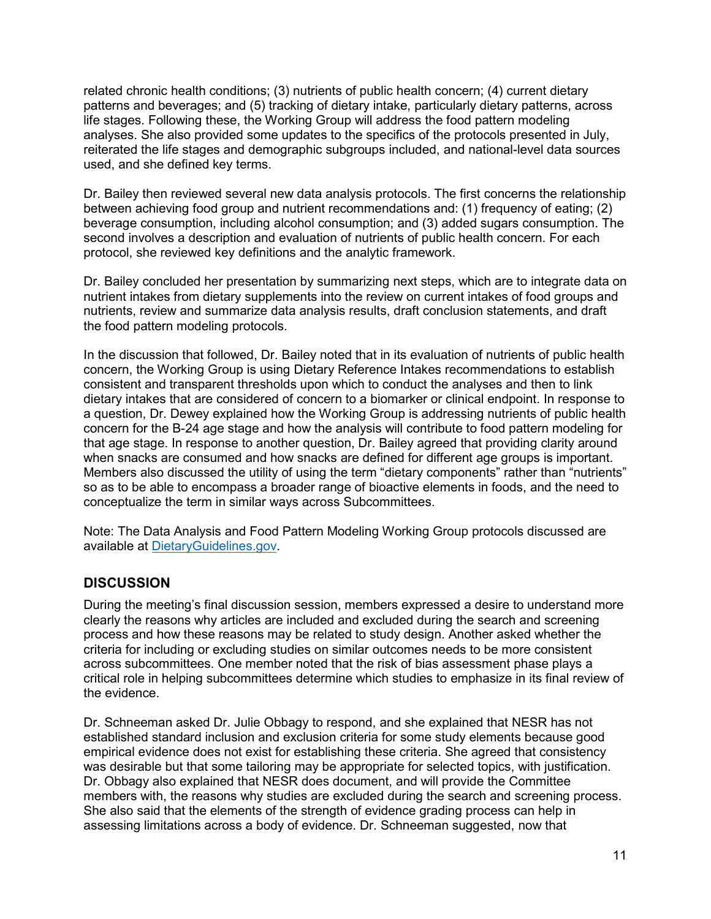related chronic health conditions; (3) nutrients of public health concern; (4) current dietary patterns and beverages; and (5) tracking of dietary intake, particularly dietary patterns, across life stages. Following these, the Working Group will address the food pattern modeling analyses. She also provided some updates to the specifics of the protocols presented in July, reiterated the life stages and demographic subgroups included, and national-level data sources used, and she defined key terms.

Dr. Bailey then reviewed several new data analysis protocols. The first concerns the relationship between achieving food group and nutrient recommendations and: (1) frequency of eating; (2) beverage consumption, including alcohol consumption; and (3) added sugars consumption. The second involves a description and evaluation of nutrients of public health concern. For each protocol, she reviewed key definitions and the analytic framework.

Dr. Bailey concluded her presentation by summarizing next steps, which are to integrate data on nutrient intakes from dietary supplements into the review on current intakes of food groups and nutrients, review and summarize data analysis results, draft conclusion statements, and draft the food pattern modeling protocols.

In the discussion that followed, Dr. Bailey noted that in its evaluation of nutrients of public health concern, the Working Group is using Dietary Reference Intakes recommendations to establish consistent and transparent thresholds upon which to conduct the analyses and then to link dietary intakes that are considered of concern to a biomarker or clinical endpoint. In response to a question, Dr. Dewey explained how the Working Group is addressing nutrients of public health concern for the B-24 age stage and how the analysis will contribute to food pattern modeling for that age stage. In response to another question, Dr. Bailey agreed that providing clarity around when snacks are consumed and how snacks are defined for different age groups is important. Members also discussed the utility of using the term "dietary components" rather than "nutrients" so as to be able to encompass a broader range of bioactive elements in foods, and the need to conceptualize the term in similar ways across Subcommittees.

Note: The Data Analysis and Food Pattern Modeling Working Group protocols discussed are available at [DietaryGuidelines.gov](https://www.DietaryGuidelines.gov).

## DISCUSSION

During the meeting's final discussion session, members expressed a desire to understand more clearly the reasons why articles are included and excluded during the search and screening process and how these reasons may be related to study design. Another asked whether the criteria for including or excluding studies on similar outcomes needs to be more consistent across subcommittees. One member noted that the risk of bias assessment phase plays a critical role in helping subcommittees determine which studies to emphasize in its final review of the evidence.

Dr. Schneeman asked Dr. Julie Obbagy to respond, and she explained that NESR has not established standard inclusion and exclusion criteria for some study elements because good empirical evidence does not exist for establishing these criteria. She agreed that consistency was desirable but that some tailoring may be appropriate for selected topics, with justification. Dr. Obbagy also explained that NESR does document, and will provide the Committee members with, the reasons why studies are excluded during the search and screening process. She also said that the elements of the strength of evidence grading process can help in assessing limitations across a body of evidence. Dr. Schneeman suggested, now that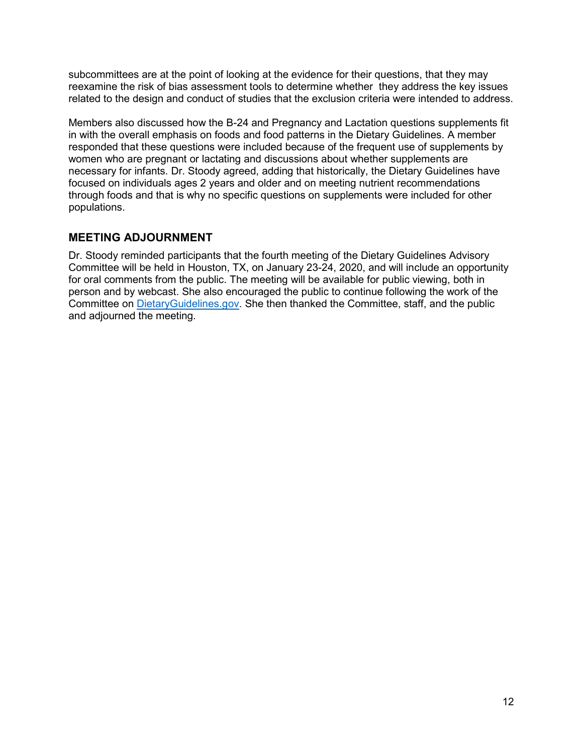subcommittees are at the point of looking at the evidence for their questions, that they may reexamine the risk of bias assessment tools to determine whether they address the key issues related to the design and conduct of studies that the exclusion criteria were intended to address.

Members also discussed how the B-24 and Pregnancy and Lactation questions supplements fit in with the overall emphasis on foods and food patterns in the Dietary Guidelines. A member responded that these questions were included because of the frequent use of supplements by women who are pregnant or lactating and discussions about whether supplements are necessary for infants. Dr. Stoody agreed, adding that historically, the Dietary Guidelines have focused on individuals ages 2 years and older and on meeting nutrient recommendations through foods and that is why no specific questions on supplements were included for other populations.

## MEETING ADJOURNMENT

Dr. Stoody reminded participants that the fourth meeting of the Dietary Guidelines Advisory Committee will be held in Houston, TX, on January 23-24, 2020, and will include an opportunity for oral comments from the public. The meeting will be available for public viewing, both in person and by webcast. She also encouraged the public to continue following the work of the Committee on [DietaryGuidelines.gov](https://www.DietaryGuidelines.gov). She then thanked the Committee, staff, and the public and adjourned the meeting.